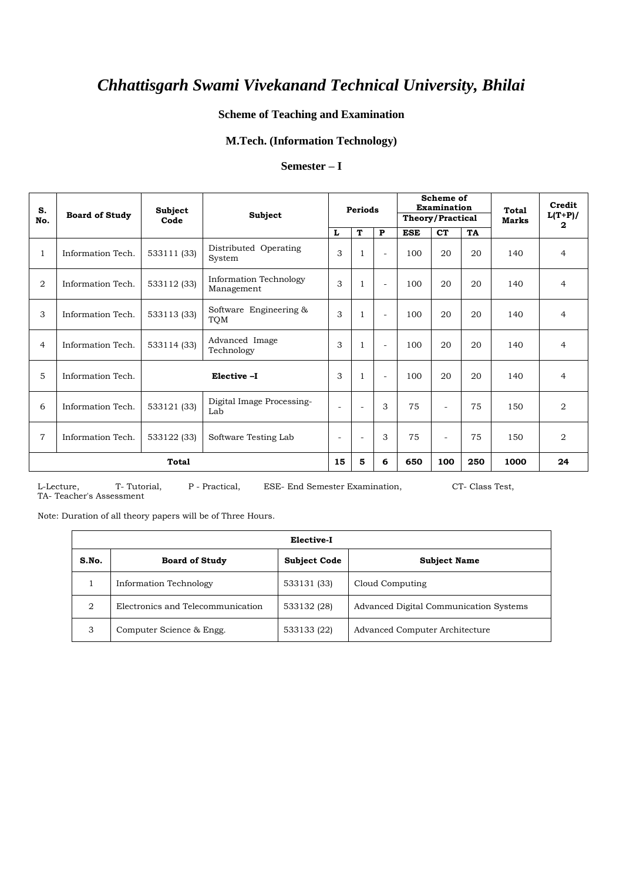# *Chhattisgarh Swami Vivekanand Technical University, Bhilai*

### Scheme of Teaching and Examination

### M.Tech. (Information Technology)

### Semester – I

| S. No. | Board of Study | Subject Code | Subject | Periods | | | Scheme of Examination Theory/Practical | | | Total Marks | Credit L(T+P)/ 2 |
|---|---|---|---|---|---|---|---|---|---|---|---|
| | | | | L | T | P | ESE | CT | TA | | |
| 1 | Information Tech. | 533111 (33) | Distributed Operating System | 3 | 1 | - | 100 | 20 | 20 | 140 | 4 |
| 2 | Information Tech. | 533112 (33) | Information Technology Management | 3 | 1 | - | 100 | 20 | 20 | 140 | 4 |
| 3 | Information Tech. | 533113 (33) | Software Engineering & TQM | 3 | 1 | - | 100 | 20 | 20 | 140 | 4 |
| 4 | Information Tech. | 533114 (33) | Advanced Image Technology | 3 | 1 | - | 100 | 20 | 20 | 140 | 4 |
| 5 | Information Tech. | **Elective –I** | | 3 | 1 | - | 100 | 20 | 20 | 140 | 4 |
| 6 | Information Tech. | 533121 (33) | Digital Image Processing-Lab | - | - | 3 | 75 | - | 75 | 150 | 2 |
| 7 | Information Tech. | 533122 (33) | Software Testing Lab | - | - | 3 | 75 | - | 75 | 150 | 2 |
| **Total** | | | | **15** | **5** | **6** | **650** | **100** | **250** | **1000** | **24** |

L-Lecture, T- Tutorial, P - Practical, ESE- End Semester Examination, CT- Class Test, TA- Teacher's Assessment

Note: Duration of all theory papers will be of Three Hours.

| **Elective-I** | | | |
|---|---|---|---|
| **S.No.** | **Board of Study** | **Subject Code** | **Subject Name** |
| 1 | Information Technology | 533131 (33) | Cloud Computing |
| 2 | Electronics and Telecommunication | 533132 (28) | Advanced Digital Communication Systems |
| 3 | Computer Science & Engg. | 533133 (22) | Advanced Computer Architecture |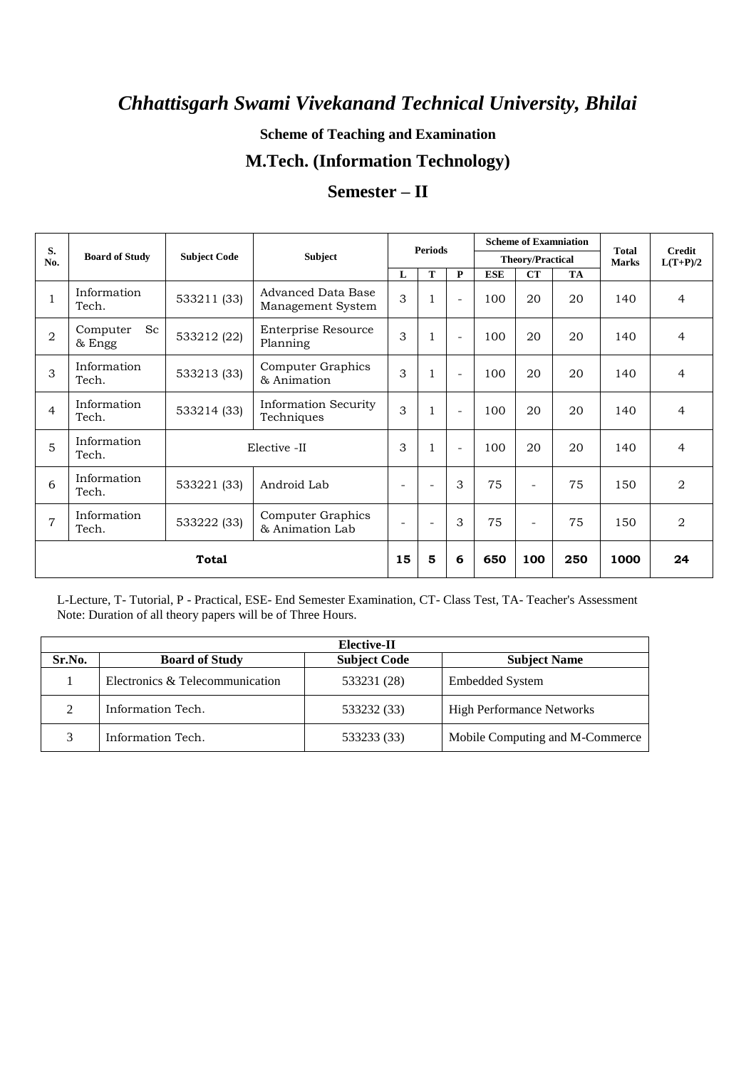# *Chhattisgarh Swami Vivekanand Technical University, Bhilai*

**Scheme of Teaching and Examination**

## M.Tech. (Information Technology)

## Semester – II

| S. No. | Board of Study | Subject Code | Subject | Periods | | | Scheme of Examniation Theory/Practical | | | Total Marks | Credit L(T+P)/2 |
|---|---|---|---|---|---|---|---|---|---|---|---|
| | | | | L | T | P | ESE | CT | TA | | |
| 1 | Information Tech. | 533211 (33) | Advanced Data Base Management System | 3 | 1 | - | 100 | 20 | 20 | 140 | 4 |
| 2 | Computer Sc & Engg | 533212 (22) | Enterprise Resource Planning | 3 | 1 | - | 100 | 20 | 20 | 140 | 4 |
| 3 | Information Tech. | 533213 (33) | Computer Graphics & Animation | 3 | 1 | - | 100 | 20 | 20 | 140 | 4 |
| 4 | Information Tech. | 533214 (33) | Information Security Techniques | 3 | 1 | - | 100 | 20 | 20 | 140 | 4 |
| 5 | Information Tech. | Elective -II | | 3 | 1 | - | 100 | 20 | 20 | 140 | 4 |
| 6 | Information Tech. | 533221 (33) | Android Lab | - | - | 3 | 75 | - | 75 | 150 | 2 |
| 7 | Information Tech. | 533222 (33) | Computer Graphics & Animation Lab | - | - | 3 | 75 | - | 75 | 150 | 2 |
| **Total** | | | | **15** | **5** | **6** | **650** | **100** | **250** | **1000** | **24** |

L-Lecture, T- Tutorial, P - Practical, ESE- End Semester Examination, CT- Class Test, TA- Teacher's Assessment
Note: Duration of all theory papers will be of Three Hours.

| **Elective-II** | | | |
|---|---|---|---|
| **Sr.No.** | **Board of Study** | **Subject Code** | **Subject Name** |
| 1 | Electronics & Telecommunication | 533231 (28) | Embedded System |
| 2 | Information Tech. | 533232 (33) | High Performance Networks |
| 3 | Information Tech. | 533233 (33) | Mobile Computing and M-Commerce |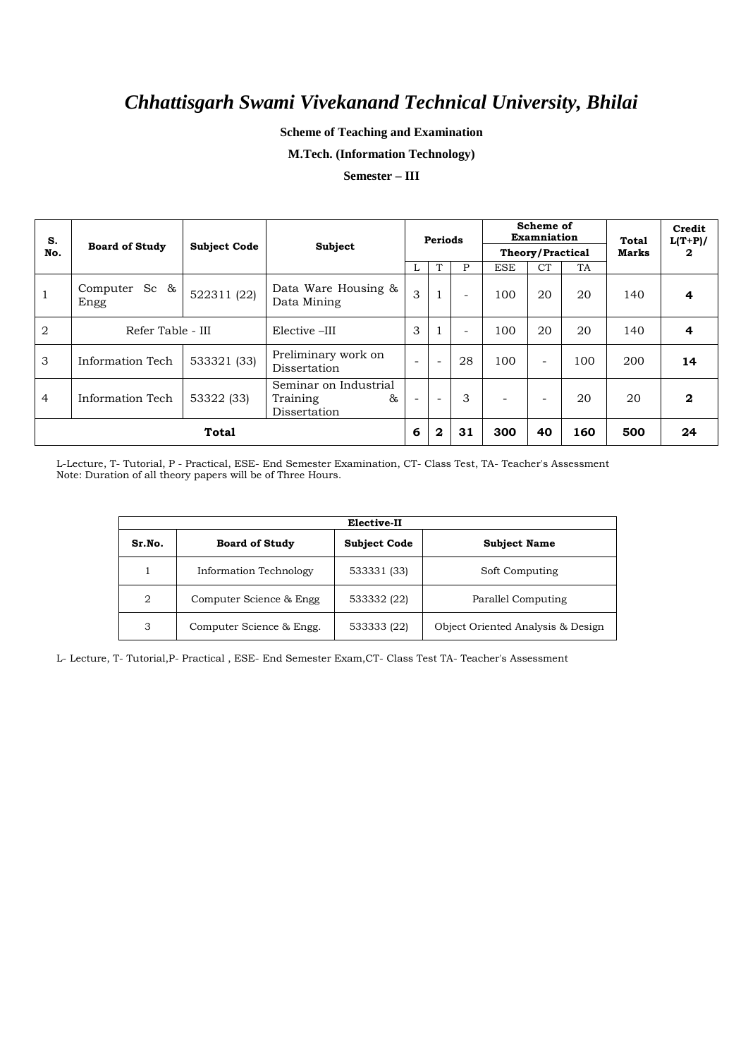# *Chhattisgarh Swami Vivekanand Technical University, Bhilai*

**Scheme of Teaching and Examination**

**M.Tech. (Information Technology)**

**Semester – III**

| S. No. | Board of Study | Subject Code | Subject | Periods | | | Scheme of Examniation Theory/Practical | | | Total Marks | Credit L(T+P)/ 2 |
|---|---|---|---|---|---|---|---|---|---|---|---|
| | | | | L | T | P | ESE | CT | TA | | |
| 1 | Computer Sc & Engg | 522311 (22) | Data Ware Housing & Data Mining | 3 | 1 | - | 100 | 20 | 20 | 140 | **4** |
| 2 | Refer Table - III | | Elective –III | 3 | 1 | - | 100 | 20 | 20 | 140 | **4** |
| 3 | Information Tech | 533321 (33) | Preliminary work on Dissertation | - | - | 28 | 100 | - | 100 | 200 | **14** |
| 4 | Information Tech | 53322 (33) | Seminar on Industrial Training & Dissertation | - | - | 3 | - | - | 20 | 20 | **2** |
| **Total** | | | | **6** | **2** | **31** | **300** | **40** | **160** | **500** | **24** |

L-Lecture, T- Tutorial, P - Practical, ESE- End Semester Examination, CT- Class Test, TA- Teacher's Assessment
Note: Duration of all theory papers will be of Three Hours.

| **Elective-II** | | | |
|---|---|---|---|
| **Sr.No.** | **Board of Study** | **Subject Code** | **Subject Name** |
| 1 | Information Technology | 533331 (33) | Soft Computing |
| 2 | Computer Science & Engg | 533332 (22) | Parallel Computing |
| 3 | Computer Science & Engg. | 533333 (22) | Object Oriented Analysis & Design |

L- Lecture, T- Tutorial,P- Practical , ESE- End Semester Exam,CT- Class Test TA- Teacher's Assessment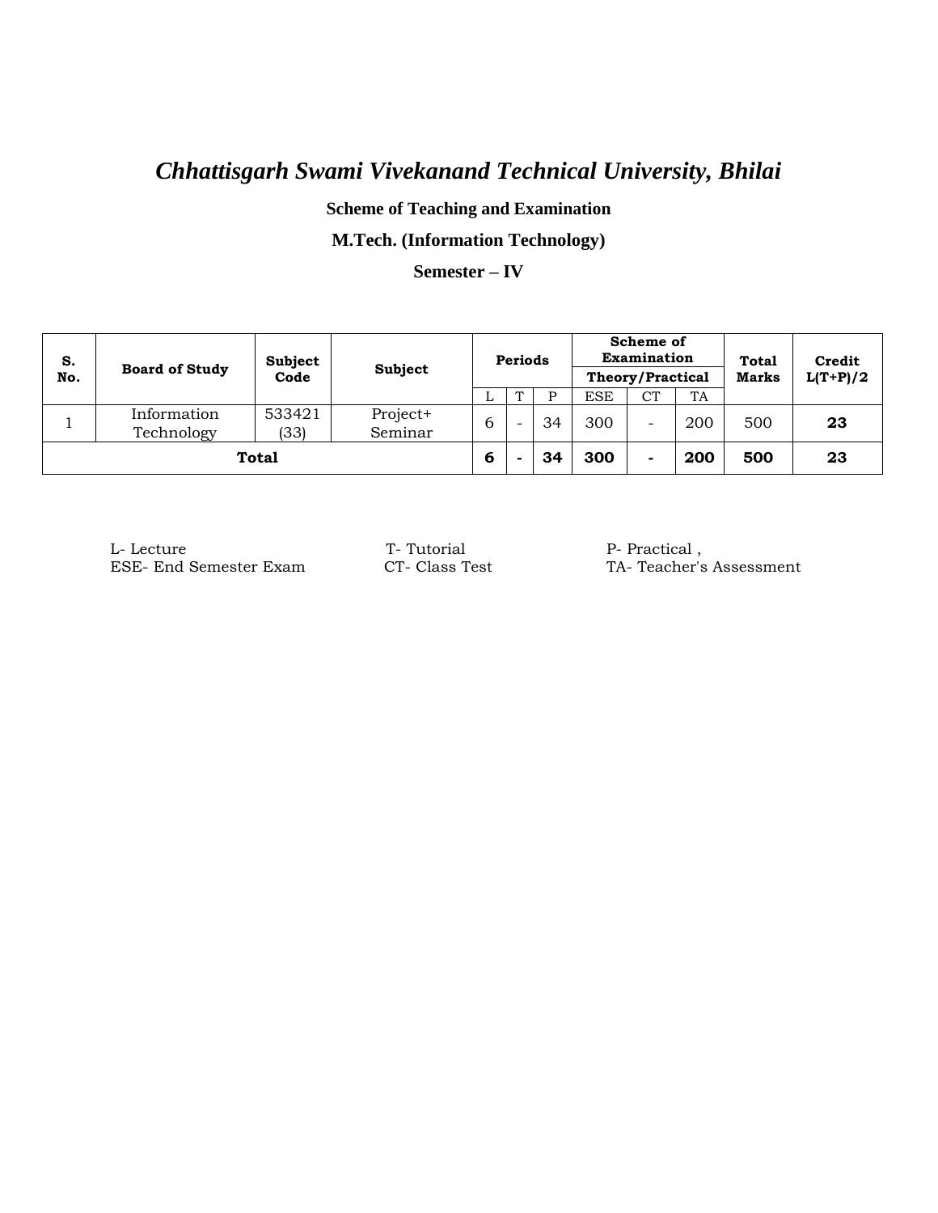# *Chhattisgarh Swami Vivekanand Technical University, Bhilai*

**Scheme of Teaching and Examination**

**M.Tech. (Information Technology)**

**Semester – IV**

| S. No. | Board of Study | Subject Code | Subject | Periods | | | Scheme of Examination Theory/Practical | | | Total Marks | Credit L(T+P)/2 |
|---|---|---|---|---|---|---|---|---|---|---|---|
| | | | | L | T | P | ESE | CT | TA | | |
| 1 | Information Technology | 533421 (33) | Project+ Seminar | 6 | - | 34 | 300 | - | 200 | 500 | **23** |
| **Total** | | | | **6** | **-** | **34** | **300** | **-** | **200** | **500** | **23** |

L- Lecture T- Tutorial P- Practical ,
ESE- End Semester Exam CT- Class Test TA- Teacher's Assessment